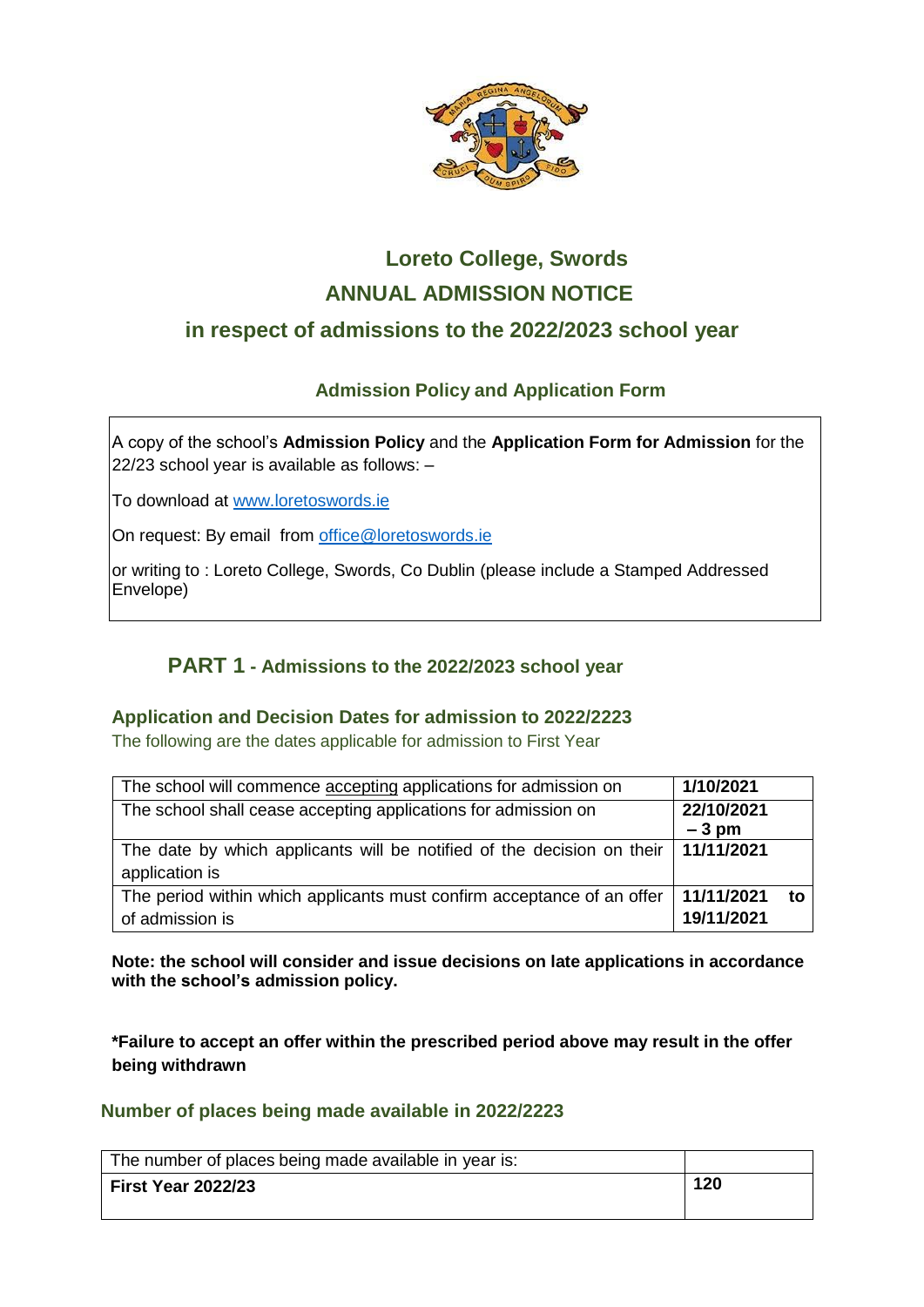# Loreto College, Swords

# ANNUAL ADMISSION NOTICE

## in respect of admissions to the 2022/2023 school year

### Admission Policy and Application Form

A copy of the school's **Admission Policy** and the **Application Form for Admission** for the 22/23 school year is available as follows: –

To download at [www.loretoswords.ie](http://www.loretoswords.ie)

On request: By email from [office@loretoswords.ie](mailto:office@loretoswords.ie)

or writing to : Loreto College, Swords, Co Dublin (please include a Stamped Addressed Envelope)

## PART 1 - Admissions to the 2022/2023 school year

### Application and Decision Dates for admission to 2022/2223

The following are the dates applicable for admission to First Year

| | |
|---|---|
| The school will commence accepting applications for admission on | **1/10/2021** |
| The school shall cease accepting applications for admission on | **22/10/2021 – 3 pm** |
| The date by which applicants will be notified of the decision on their application is | **11/11/2021** |
| The period within which applicants must confirm acceptance of an offer of admission is | **11/11/2021 to 19/11/2021** |

**Note: the school will consider and issue decisions on late applications in accordance with the school's admission policy.**

**\*Failure to accept an offer within the prescribed period above may result in the offer being withdrawn**

### Number of places being made available in 2022/2223

| The number of places being made available in year is: | |
|---|---|
| **First Year 2022/23** | **120** |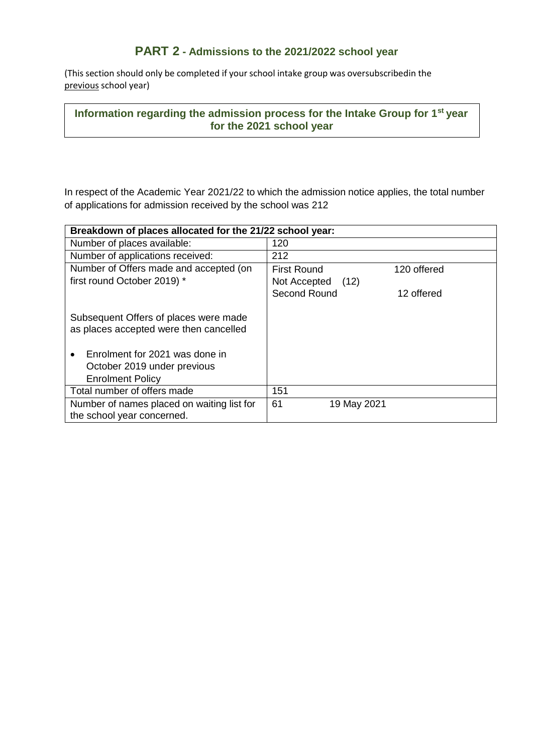## PART 2 - Admissions to the 2021/2022 school year

(This section should only be completed if your school intake group was oversubscribedin the <u>previous</u> school year)

**Information regarding the admission process for the Intake Group for 1st year for the 2021 school year**

In respect of the Academic Year 2021/22 to which the admission notice applies, the total number of applications for admission received by the school was 212

| **Breakdown of places allocated for the 21/22 school year:** | |
|---|---|
| Number of places available: | 120 |
| Number of applications received: | 212 |
| Number of Offers made and accepted (on first round October 2019) *<br><br>Subsequent Offers of places were made as places accepted were then cancelled<br><br>• Enrolment for 2021 was done in October 2019 under previous Enrolment Policy | First Round 120 offered<br>Not Accepted (12)<br>Second Round 12 offered |
| Total number of offers made | 151 |
| Number of names placed on waiting list for the school year concerned. | 61 19 May 2021 |